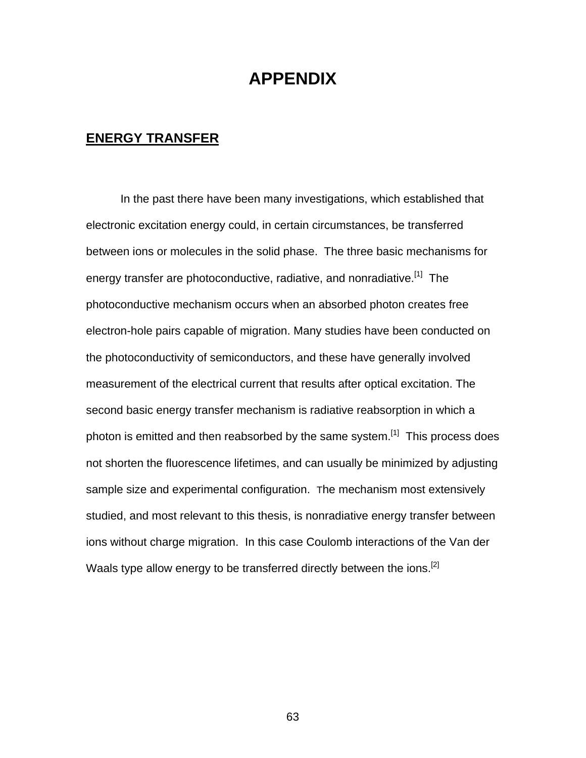# APPENDIX

## ENERGY TRANSFER

In the past there have been many investigations, which established that electronic excitation energy could, in certain circumstances, be transferred between ions or molecules in the solid phase. The three basic mechanisms for energy transfer are photoconductive, radiative, and nonradiative.[1] The photoconductive mechanism occurs when an absorbed photon creates free electron-hole pairs capable of migration. Many studies have been conducted on the photoconductivity of semiconductors, and these have generally involved measurement of the electrical current that results after optical excitation. The second basic energy transfer mechanism is radiative reabsorption in which a photon is emitted and then reabsorbed by the same system.[1] This process does not shorten the fluorescence lifetimes, and can usually be minimized by adjusting sample size and experimental configuration. The mechanism most extensively studied, and most relevant to this thesis, is nonradiative energy transfer between ions without charge migration. In this case Coulomb interactions of the Van der Waals type allow energy to be transferred directly between the ions.[2]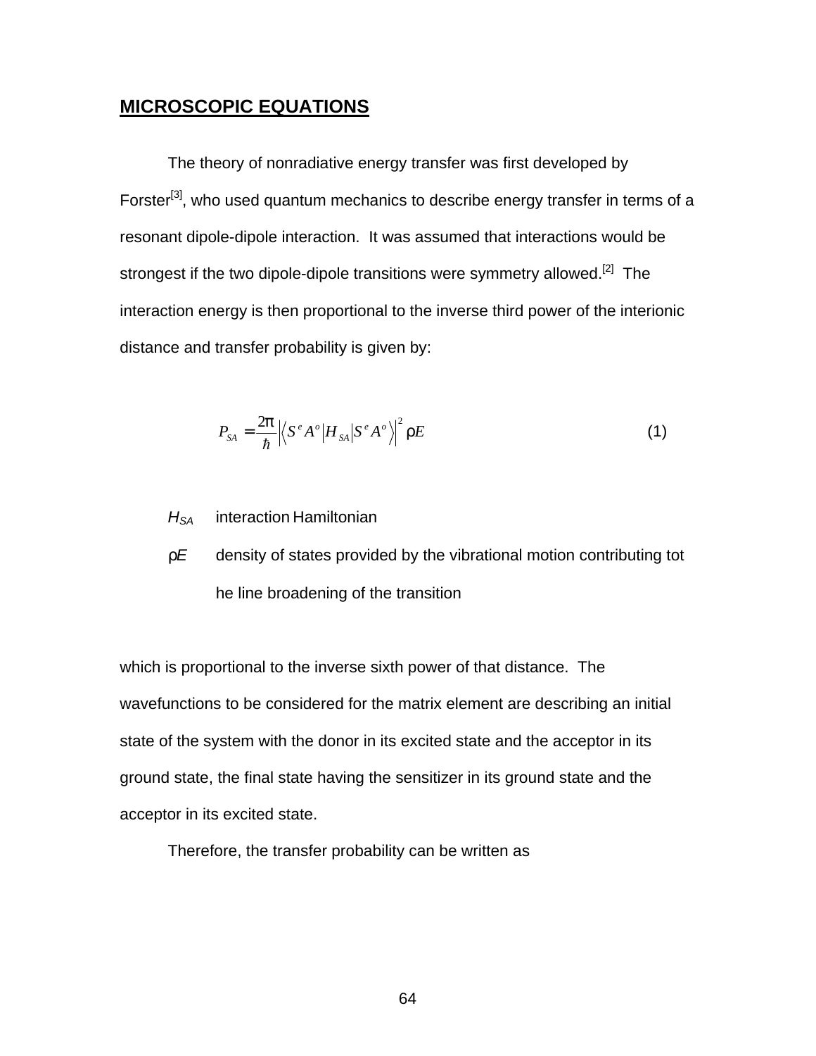## MICROSCOPIC EQUATIONS

The theory of nonradiative energy transfer was first developed by Forster[3], who used quantum mechanics to describe energy transfer in terms of a resonant dipole-dipole interaction. It was assumed that interactions would be strongest if the two dipole-dipole transitions were symmetry allowed.[2] The interaction energy is then proportional to the inverse third power of the interionic distance and transfer probability is given by:

$$P_{SA} = \frac{2\pi}{\hbar} \left| \left\langle S^e A^o \middle| H_{SA} \middle| S^e A^o \right\rangle \right|^2 \rho E \qquad (1)$$

$H_{SA}$ interaction Hamiltonian

$\rho E$ density of states provided by the vibrational motion contributing tot he line broadening of the transition

which is proportional to the inverse sixth power of that distance. The wavefunctions to be considered for the matrix element are describing an initial state of the system with the donor in its excited state and the acceptor in its ground state, the final state having the sensitizer in its ground state and the acceptor in its excited state.

Therefore, the transfer probability can be written as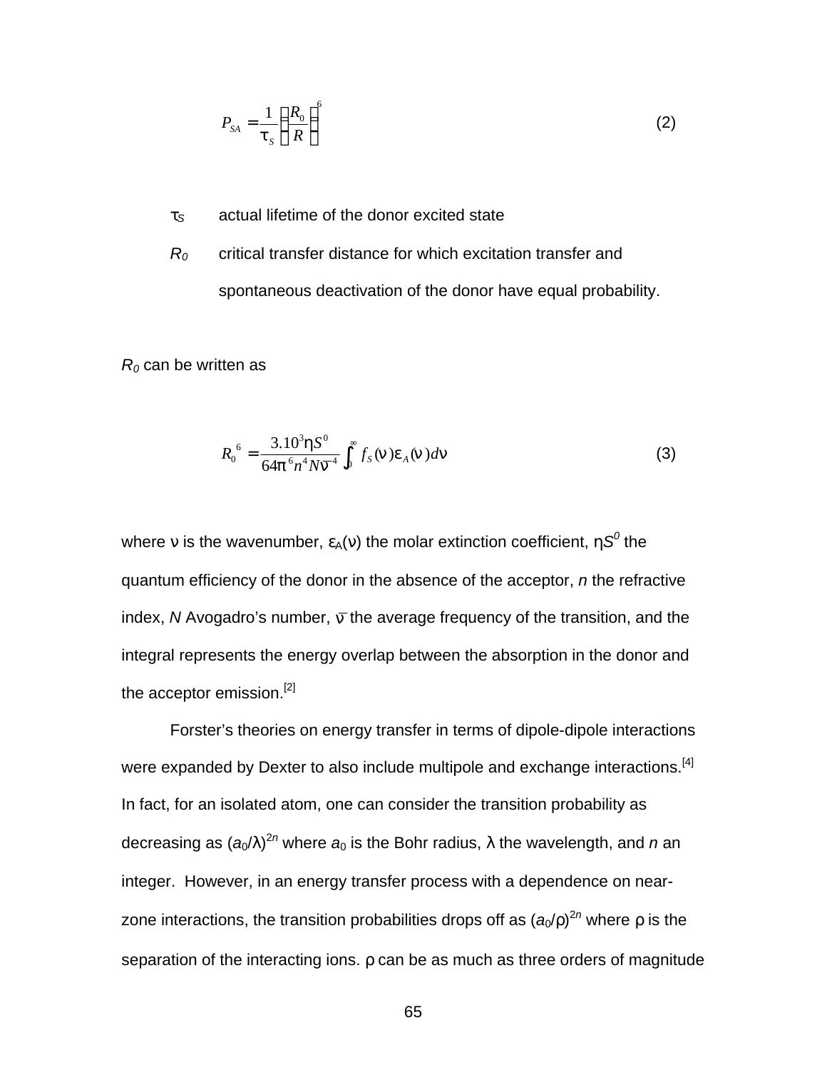$$P_{SA} = \frac{1}{\tau_S}\left(\frac{R_0}{R}\right)^6 \tag{2}$$

$\tau_S$ actual lifetime of the donor excited state

$R_0$ critical transfer distance for which excitation transfer and spontaneous deactivation of the donor have equal probability.

$R_0$ can be written as

$$R_0^{\ 6} = \frac{3.10^3 \eta S^0}{64\pi^6 n^4 N \bar{\nu}^{-4}} \int_0^\infty f_S(\nu)\varepsilon_A(\nu)d\nu \tag{3}$$

where $\nu$ is the wavenumber, $\varepsilon_A(\nu)$ the molar extinction coefficient, $\eta S^0$ the quantum efficiency of the donor in the absence of the acceptor, *n* the refractive index, *N* Avogadro's number, $\bar{\nu}$ the average frequency of the transition, and the integral represents the energy overlap between the absorption in the donor and the acceptor emission.[2]

Forster's theories on energy transfer in terms of dipole-dipole interactions were expanded by Dexter to also include multipole and exchange interactions.[4] In fact, for an isolated atom, one can consider the transition probability as decreasing as $(a_0/\lambda)^{2n}$ where $a_0$ is the Bohr radius, $\lambda$ the wavelength, and *n* an integer. However, in an energy transfer process with a dependence on near-zone interactions, the transition probabilities drops off as $(a_0/\rho)^{2n}$ where $\rho$ is the separation of the interacting ions. $\rho$ can be as much as three orders of magnitude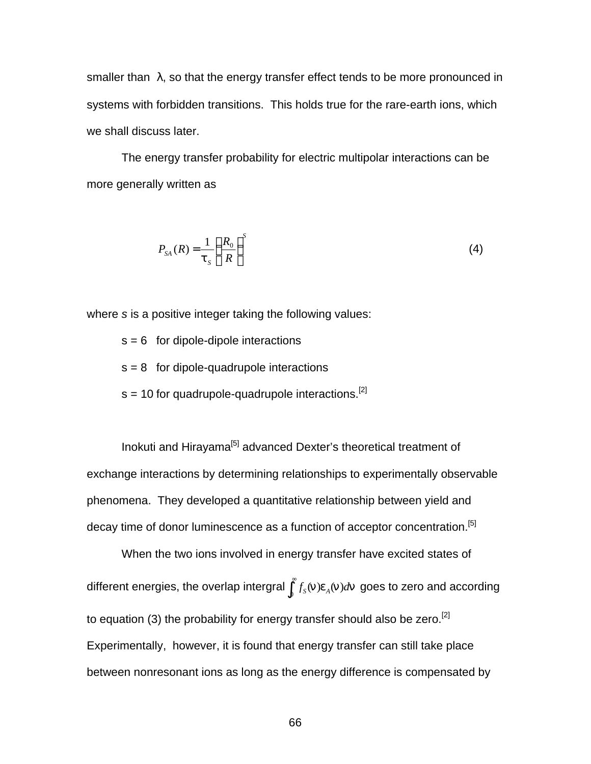smaller than λ, so that the energy transfer effect tends to be more pronounced in systems with forbidden transitions. This holds true for the rare-earth ions, which we shall discuss later.

The energy transfer probability for electric multipolar interactions can be more generally written as

$$P_{SA}(R) = \frac{1}{\tau_S}\left(\frac{R_0}{R}\right)^S \tag{4}$$

where *s* is a positive integer taking the following values:

s = 6 for dipole-dipole interactions

s = 8 for dipole-quadrupole interactions

s = 10 for quadrupole-quadrupole interactions.[2]

Inokuti and Hirayama[5] advanced Dexter's theoretical treatment of exchange interactions by determining relationships to experimentally observable phenomena. They developed a quantitative relationship between yield and decay time of donor luminescence as a function of acceptor concentration.[5]

When the two ions involved in energy transfer have excited states of different energies, the overlap intergral $\int_0^\infty f_S(\nu)\varepsilon_A(\nu)d\nu$ goes to zero and according to equation (3) the probability for energy transfer should also be zero.[2] Experimentally, however, it is found that energy transfer can still take place between nonresonant ions as long as the energy difference is compensated by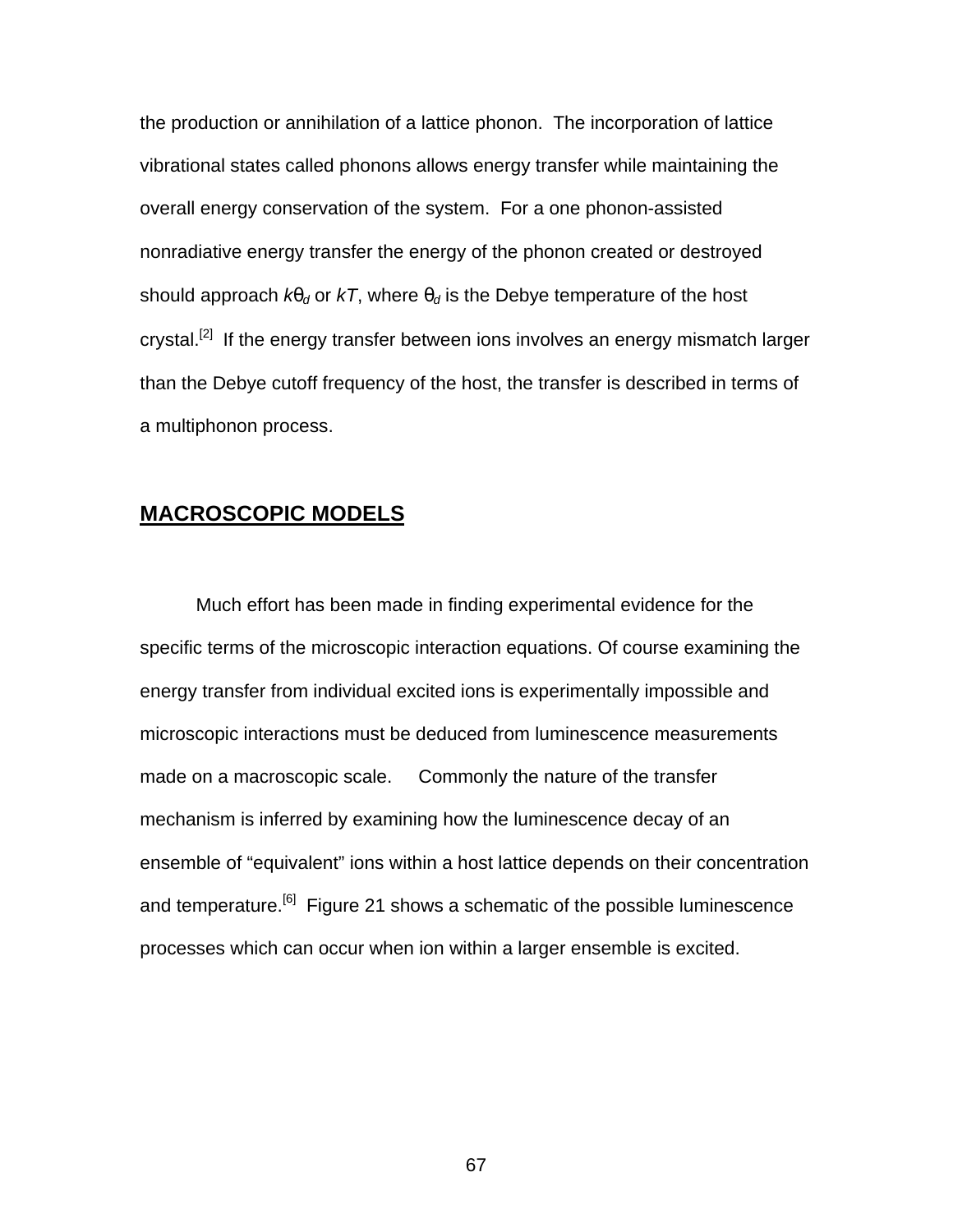the production or annihilation of a lattice phonon. The incorporation of lattice vibrational states called phonons allows energy transfer while maintaining the overall energy conservation of the system. For a one phonon-assisted nonradiative energy transfer the energy of the phonon created or destroyed should approach $k\theta_d$ or $kT$, where $\theta_d$ is the Debye temperature of the host crystal.[2] If the energy transfer between ions involves an energy mismatch larger than the Debye cutoff frequency of the host, the transfer is described in terms of a multiphonon process.

## MACROSCOPIC MODELS

Much effort has been made in finding experimental evidence for the specific terms of the microscopic interaction equations. Of course examining the energy transfer from individual excited ions is experimentally impossible and microscopic interactions must be deduced from luminescence measurements made on a macroscopic scale. Commonly the nature of the transfer mechanism is inferred by examining how the luminescence decay of an ensemble of "equivalent" ions within a host lattice depends on their concentration and temperature.[6] Figure 21 shows a schematic of the possible luminescence processes which can occur when ion within a larger ensemble is excited.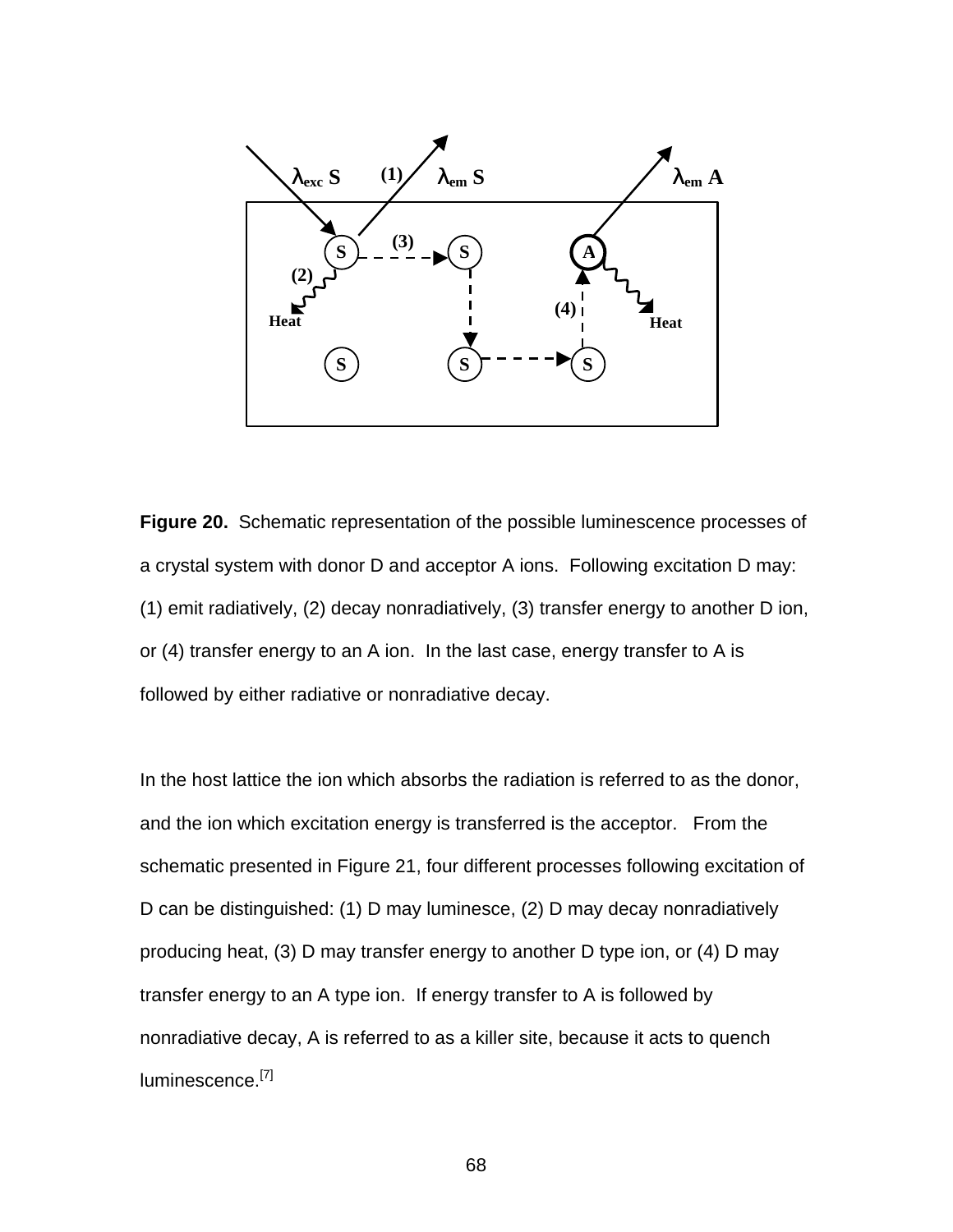**Figure 20.** Schematic representation of the possible luminescence processes of a crystal system with donor D and acceptor A ions. Following excitation D may: (1) emit radiatively, (2) decay nonradiatively, (3) transfer energy to another D ion, or (4) transfer energy to an A ion. In the last case, energy transfer to A is followed by either radiative or nonradiative decay.

In the host lattice the ion which absorbs the radiation is referred to as the donor, and the ion which excitation energy is transferred is the acceptor. From the schematic presented in Figure 21, four different processes following excitation of D can be distinguished: (1) D may luminesce, (2) D may decay nonradiatively producing heat, (3) D may transfer energy to another D type ion, or (4) D may transfer energy to an A type ion. If energy transfer to A is followed by nonradiative decay, A is referred to as a killer site, because it acts to quench luminescence.[7]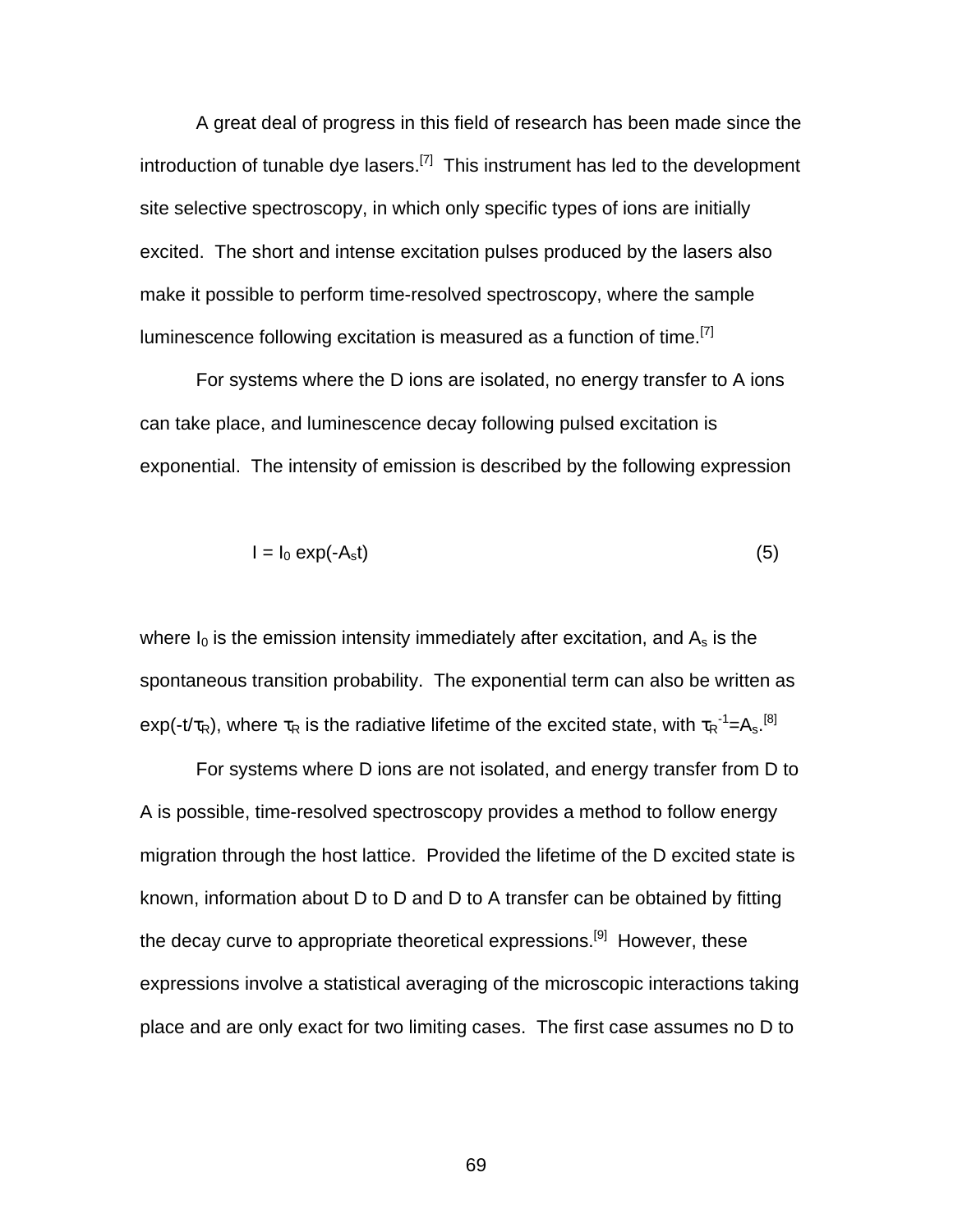A great deal of progress in this field of research has been made since the introduction of tunable dye lasers.[7] This instrument has led to the development site selective spectroscopy, in which only specific types of ions are initially excited. The short and intense excitation pulses produced by the lasers also make it possible to perform time-resolved spectroscopy, where the sample luminescence following excitation is measured as a function of time.[7]

For systems where the D ions are isolated, no energy transfer to A ions can take place, and luminescence decay following pulsed excitation is exponential. The intensity of emission is described by the following expression

$$I = I_0 \exp(-A_s t) \qquad (5)$$

where $I_0$ is the emission intensity immediately after excitation, and $A_s$ is the spontaneous transition probability. The exponential term can also be written as $\exp(-t/\tau_R)$, where $\tau_R$ is the radiative lifetime of the excited state, with $\tau_R^{-1}=A_s$.[8]

For systems where D ions are not isolated, and energy transfer from D to A is possible, time-resolved spectroscopy provides a method to follow energy migration through the host lattice. Provided the lifetime of the D excited state is known, information about D to D and D to A transfer can be obtained by fitting the decay curve to appropriate theoretical expressions.[9] However, these expressions involve a statistical averaging of the microscopic interactions taking place and are only exact for two limiting cases. The first case assumes no D to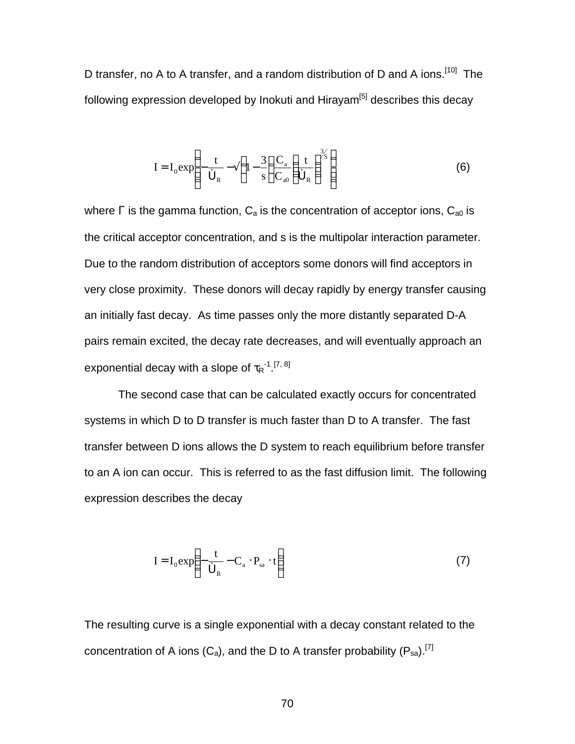D transfer, no A to A transfer, and a random distribution of D and A ions.[10] The following expression developed by Inokuti and Hirayam[5] describes this decay

$$I = I_0 \exp\left(-\frac{t}{\tau_R} - \Gamma\left(1 - \frac{3}{s}\right)\left(\frac{C_a}{C_{a0}}\right)\left(\frac{t}{\tau_R}\right)^{3/s}\right) \tag{6}$$

where Γ is the gamma function, $C_a$ is the concentration of acceptor ions, $C_{a0}$ is the critical acceptor concentration, and s is the multipolar interaction parameter. Due to the random distribution of acceptors some donors will find acceptors in very close proximity. These donors will decay rapidly by energy transfer causing an initially fast decay. As time passes only the more distantly separated D-A pairs remain excited, the decay rate decreases, and will eventually approach an exponential decay with a slope of $\tau_R^{-1}$.[7, 8]

The second case that can be calculated exactly occurs for concentrated systems in which D to D transfer is much faster than D to A transfer. The fast transfer between D ions allows the D system to reach equilibrium before transfer to an A ion can occur. This is referred to as the fast diffusion limit. The following expression describes the decay

$$I = I_0 \exp\left(-\frac{t}{\tau_R} - C_a \cdot P_{sa} \cdot t\right) \tag{7}$$

The resulting curve is a single exponential with a decay constant related to the concentration of A ions ($C_a$), and the D to A transfer probability ($P_{sa}$).[7]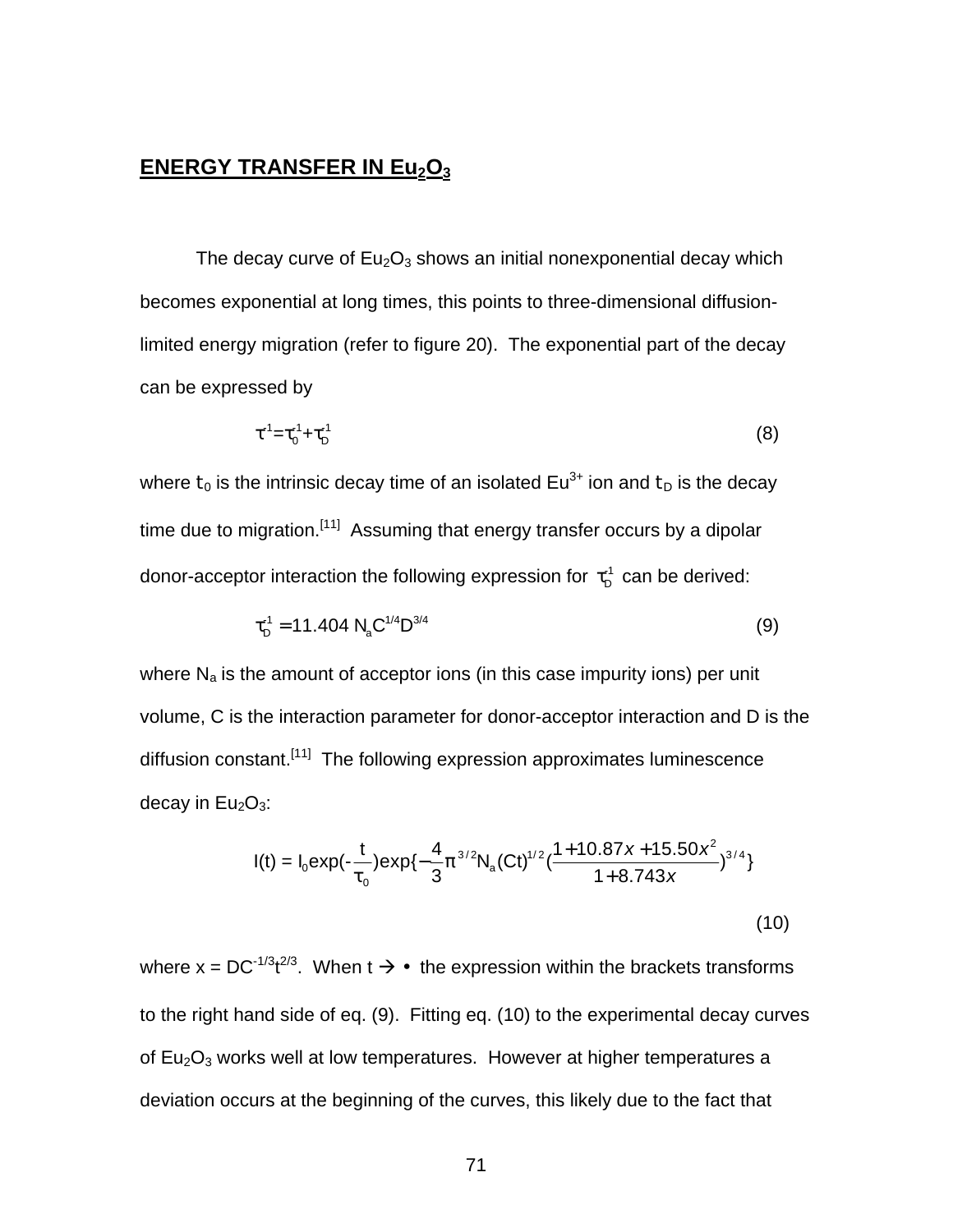## ENERGY TRANSFER IN $Eu_2O_3$

The decay curve of $Eu_2O_3$ shows an initial nonexponential decay which becomes exponential at long times, this points to three-dimensional diffusion-limited energy migration (refer to figure 20). The exponential part of the decay can be expressed by

$$\tau^{-1} = \tau_0^{-1} + \tau_D^{-1} \tag{8}$$

where $t_0$ is the intrinsic decay time of an isolated $Eu^{3+}$ ion and $t_D$ is the decay time due to migration.[11] Assuming that energy transfer occurs by a dipolar donor-acceptor interaction the following expression for $\tau_D^{-1}$ can be derived:

$$\tau_D^{-1} = 11.404\ N_a C^{1/4} D^{3/4} \tag{9}$$

where $N_a$ is the amount of acceptor ions (in this case impurity ions) per unit volume, C is the interaction parameter for donor-acceptor interaction and D is the diffusion constant.[11] The following expression approximates luminescence decay in $Eu_2O_3$:

$$I(t) = I_0 \exp(-\frac{t}{\tau_0}) \exp\{-\frac{4}{3}\pi^{3/2} N_a (Ct)^{1/2} (\frac{1 + 10.87x + 15.50x^2}{1 + 8.743x})^{3/4}\} \tag{10}$$

where $x = DC^{-1/3}t^{2/3}$. When $t \rightarrow \infty$ the expression within the brackets transforms to the right hand side of eq. (9). Fitting eq. (10) to the experimental decay curves of $Eu_2O_3$ works well at low temperatures. However at higher temperatures a deviation occurs at the beginning of the curves, this likely due to the fact that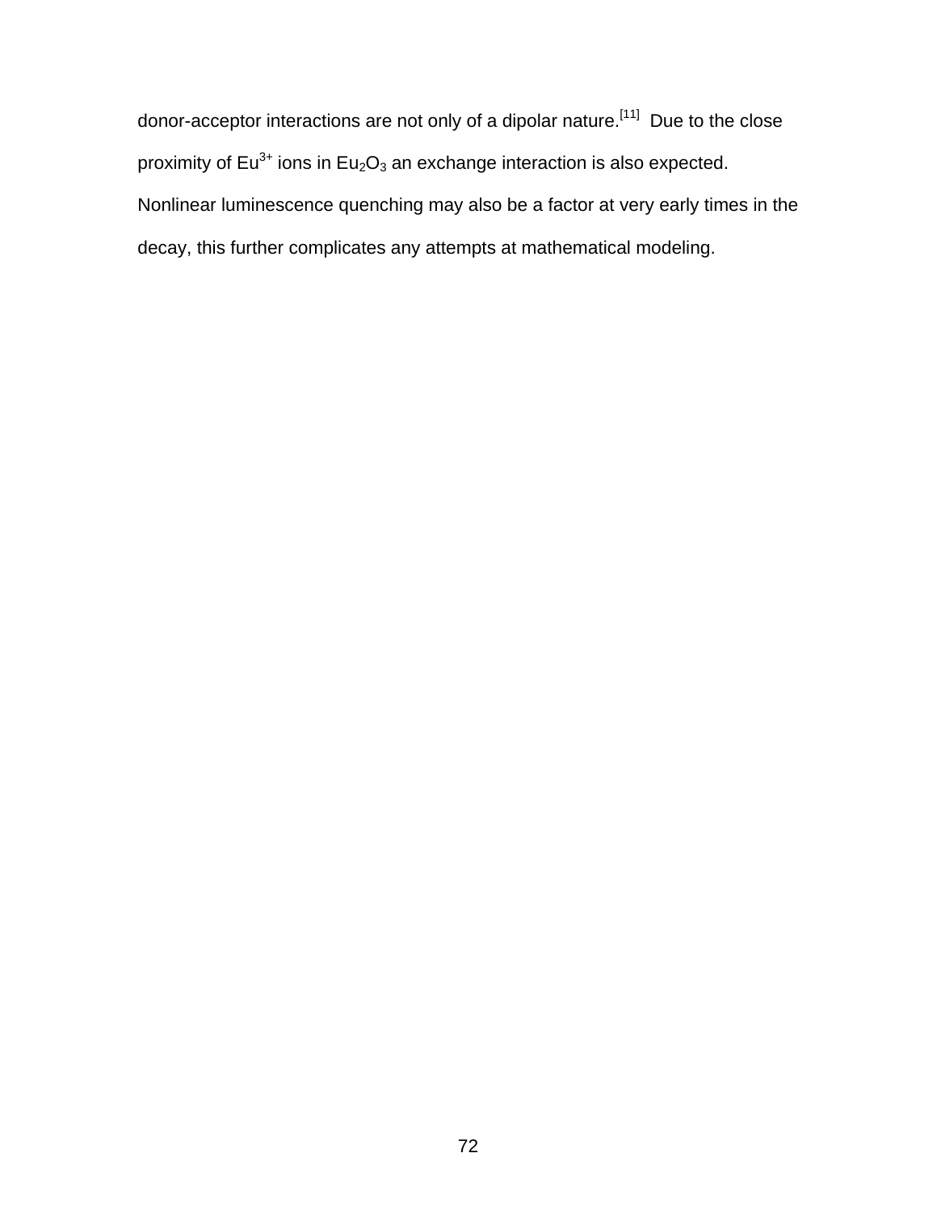donor-acceptor interactions are not only of a dipolar nature.[11] Due to the close proximity of $Eu^{3+}$ ions in $Eu_2O_3$ an exchange interaction is also expected. Nonlinear luminescence quenching may also be a factor at very early times in the decay, this further complicates any attempts at mathematical modeling.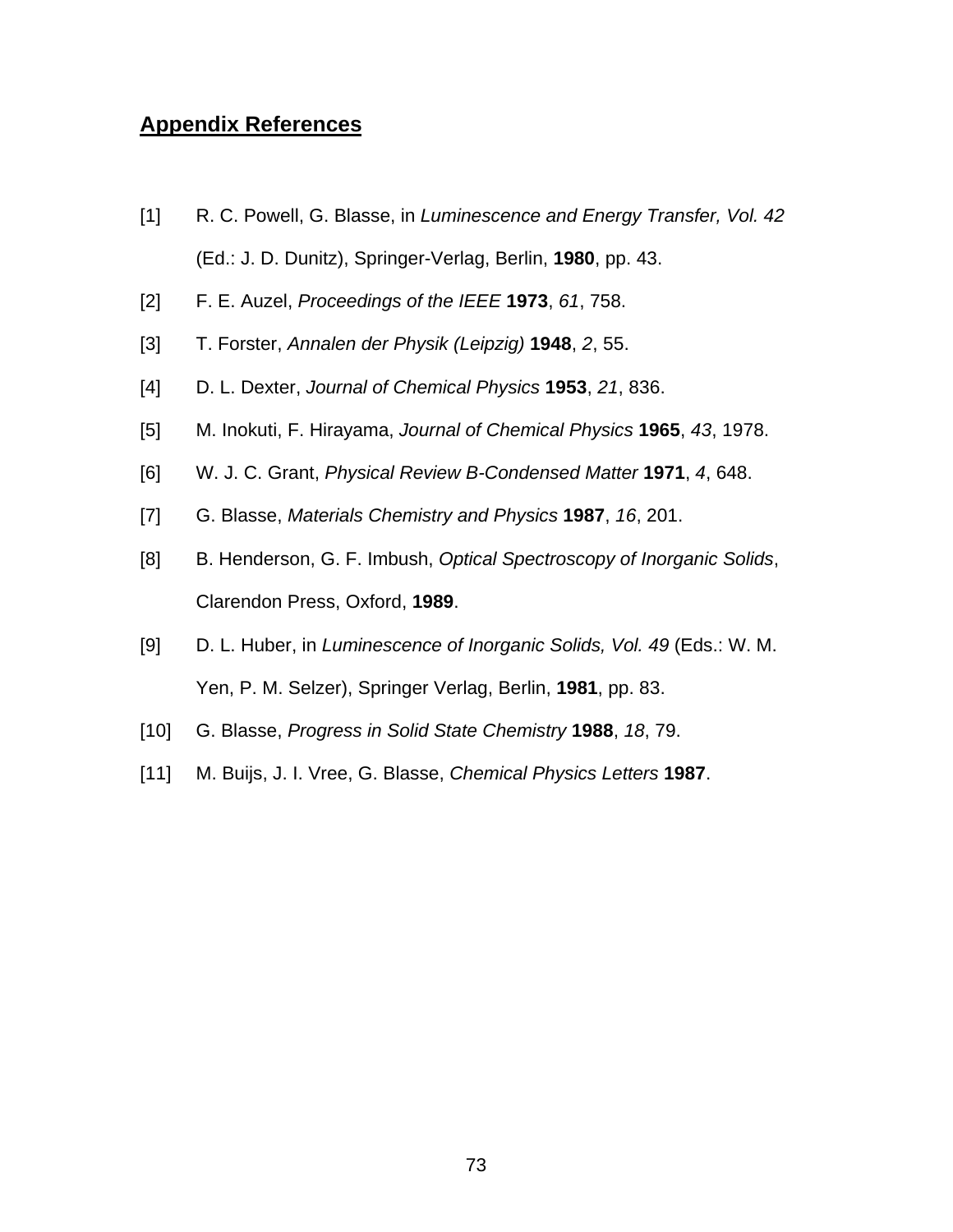## Appendix References

[1] R. C. Powell, G. Blasse, in *Luminescence and Energy Transfer, Vol. 42* (Ed.: J. D. Dunitz), Springer-Verlag, Berlin, **1980**, pp. 43.

[2] F. E. Auzel, *Proceedings of the IEEE* **1973**, *61*, 758.

[3] T. Forster, *Annalen der Physik (Leipzig)* **1948**, *2*, 55.

[4] D. L. Dexter, *Journal of Chemical Physics* **1953**, *21*, 836.

[5] M. Inokuti, F. Hirayama, *Journal of Chemical Physics* **1965**, *43*, 1978.

[6] W. J. C. Grant, *Physical Review B-Condensed Matter* **1971**, *4*, 648.

[7] G. Blasse, *Materials Chemistry and Physics* **1987**, *16*, 201.

[8] B. Henderson, G. F. Imbush, *Optical Spectroscopy of Inorganic Solids*, Clarendon Press, Oxford, **1989**.

[9] D. L. Huber, in *Luminescence of Inorganic Solids, Vol. 49* (Eds.: W. M. Yen, P. M. Selzer), Springer Verlag, Berlin, **1981**, pp. 83.

[10] G. Blasse, *Progress in Solid State Chemistry* **1988**, *18*, 79.

[11] M. Buijs, J. I. Vree, G. Blasse, *Chemical Physics Letters* **1987**.